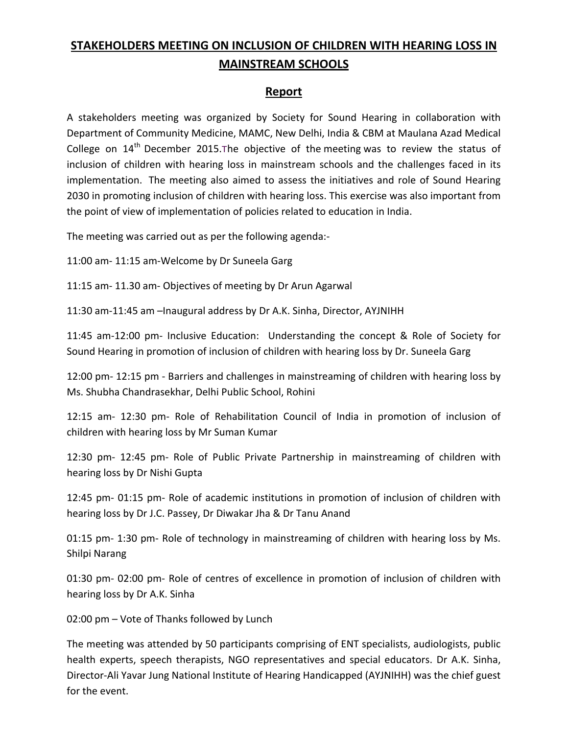# STAKEHOLDERS MEETING ON INCLUSION OF CHILDREN WITH HEARING LOSS IN MAINSTREAM SCHOOLS

## Report

A stakeholders meeting was organized by Society for Sound Hearing in collaboration with Department of Community Medicine, MAMC, New Delhi, India & CBM at Maulana Azad Medical College on 14th December 2015.The objective of the meeting was to review the status of inclusion of children with hearing loss in mainstream schools and the challenges faced in its implementation. The meeting also aimed to assess the initiatives and role of Sound Hearing 2030 in promoting inclusion of children with hearing loss. This exercise was also important from the point of view of implementation of policies related to education in India.

The meeting was carried out as per the following agenda:-

11:00 am- 11:15 am-Welcome by Dr Suneela Garg

11:15 am- 11.30 am- Objectives of meeting by Dr Arun Agarwal

11:30 am-11:45 am –Inaugural address by Dr A.K. Sinha, Director, AYJNIHH

11:45 am-12:00 pm- Inclusive Education: Understanding the concept & Role of Society for Sound Hearing in promotion of inclusion of children with hearing loss by Dr. Suneela Garg

12:00 pm- 12:15 pm - Barriers and challenges in mainstreaming of children with hearing loss by Ms. Shubha Chandrasekhar, Delhi Public School, Rohini

12:15 am- 12:30 pm- Role of Rehabilitation Council of India in promotion of inclusion of children with hearing loss by Mr Suman Kumar

12:30 pm- 12:45 pm- Role of Public Private Partnership in mainstreaming of children with hearing loss by Dr Nishi Gupta

12:45 pm- 01:15 pm- Role of academic institutions in promotion of inclusion of children with hearing loss by Dr J.C. Passey, Dr Diwakar Jha & Dr Tanu Anand

01:15 pm- 1:30 pm- Role of technology in mainstreaming of children with hearing loss by Ms. Shilpi Narang

01:30 pm- 02:00 pm- Role of centres of excellence in promotion of inclusion of children with hearing loss by Dr A.K. Sinha

02:00 pm – Vote of Thanks followed by Lunch

The meeting was attended by 50 participants comprising of ENT specialists, audiologists, public health experts, speech therapists, NGO representatives and special educators. Dr A.K. Sinha, Director-Ali Yavar Jung National Institute of Hearing Handicapped (AYJNIHH) was the chief guest for the event.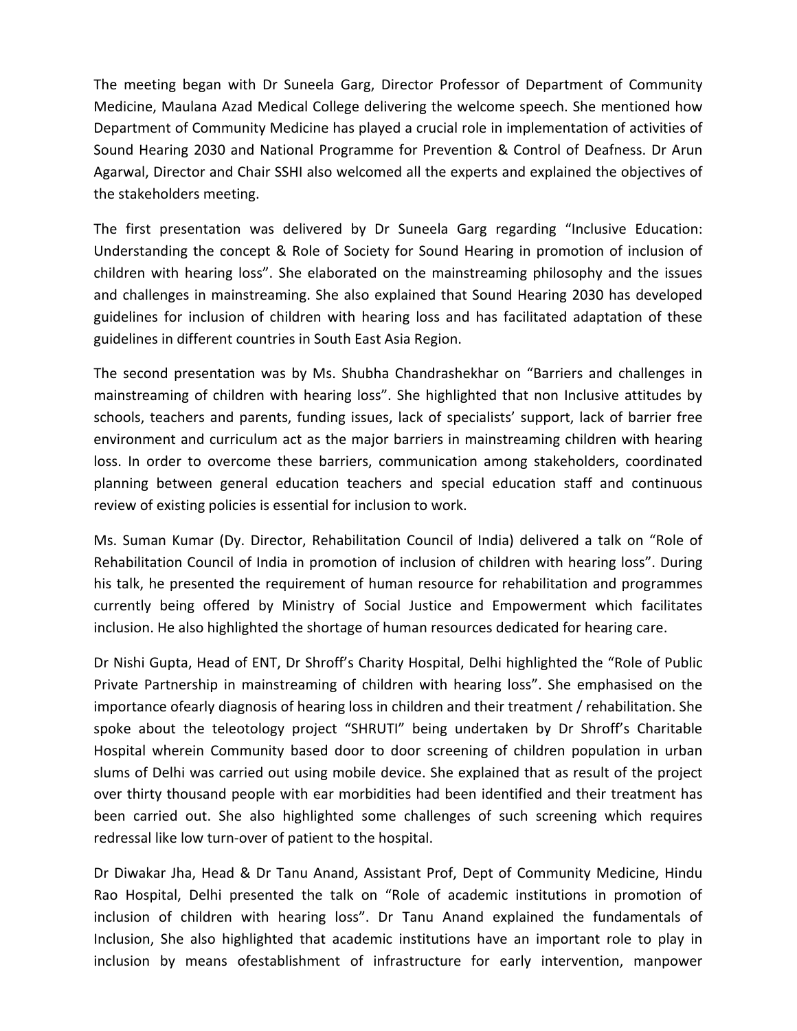The meeting began with Dr Suneela Garg, Director Professor of Department of Community Medicine, Maulana Azad Medical College delivering the welcome speech. She mentioned how Department of Community Medicine has played a crucial role in implementation of activities of Sound Hearing 2030 and National Programme for Prevention & Control of Deafness. Dr Arun Agarwal, Director and Chair SSHI also welcomed all the experts and explained the objectives of the stakeholders meeting.

The first presentation was delivered by Dr Suneela Garg regarding "Inclusive Education: Understanding the concept & Role of Society for Sound Hearing in promotion of inclusion of children with hearing loss". She elaborated on the mainstreaming philosophy and the issues and challenges in mainstreaming. She also explained that Sound Hearing 2030 has developed guidelines for inclusion of children with hearing loss and has facilitated adaptation of these guidelines in different countries in South East Asia Region.

The second presentation was by Ms. Shubha Chandrashekhar on "Barriers and challenges in mainstreaming of children with hearing loss". She highlighted that non Inclusive attitudes by schools, teachers and parents, funding issues, lack of specialists' support, lack of barrier free environment and curriculum act as the major barriers in mainstreaming children with hearing loss. In order to overcome these barriers, communication among stakeholders, coordinated planning between general education teachers and special education staff and continuous review of existing policies is essential for inclusion to work.

Ms. Suman Kumar (Dy. Director, Rehabilitation Council of India) delivered a talk on "Role of Rehabilitation Council of India in promotion of inclusion of children with hearing loss". During his talk, he presented the requirement of human resource for rehabilitation and programmes currently being offered by Ministry of Social Justice and Empowerment which facilitates inclusion. He also highlighted the shortage of human resources dedicated for hearing care.

Dr Nishi Gupta, Head of ENT, Dr Shroff's Charity Hospital, Delhi highlighted the "Role of Public Private Partnership in mainstreaming of children with hearing loss". She emphasised on the importance ofearly diagnosis of hearing loss in children and their treatment / rehabilitation. She spoke about the teleotology project "SHRUTI" being undertaken by Dr Shroff's Charitable Hospital wherein Community based door to door screening of children population in urban slums of Delhi was carried out using mobile device. She explained that as result of the project over thirty thousand people with ear morbidities had been identified and their treatment has been carried out. She also highlighted some challenges of such screening which requires redressal like low turn-over of patient to the hospital.

Dr Diwakar Jha, Head & Dr Tanu Anand, Assistant Prof, Dept of Community Medicine, Hindu Rao Hospital, Delhi presented the talk on "Role of academic institutions in promotion of inclusion of children with hearing loss". Dr Tanu Anand explained the fundamentals of Inclusion, She also highlighted that academic institutions have an important role to play in inclusion by means ofestablishment of infrastructure for early intervention, manpower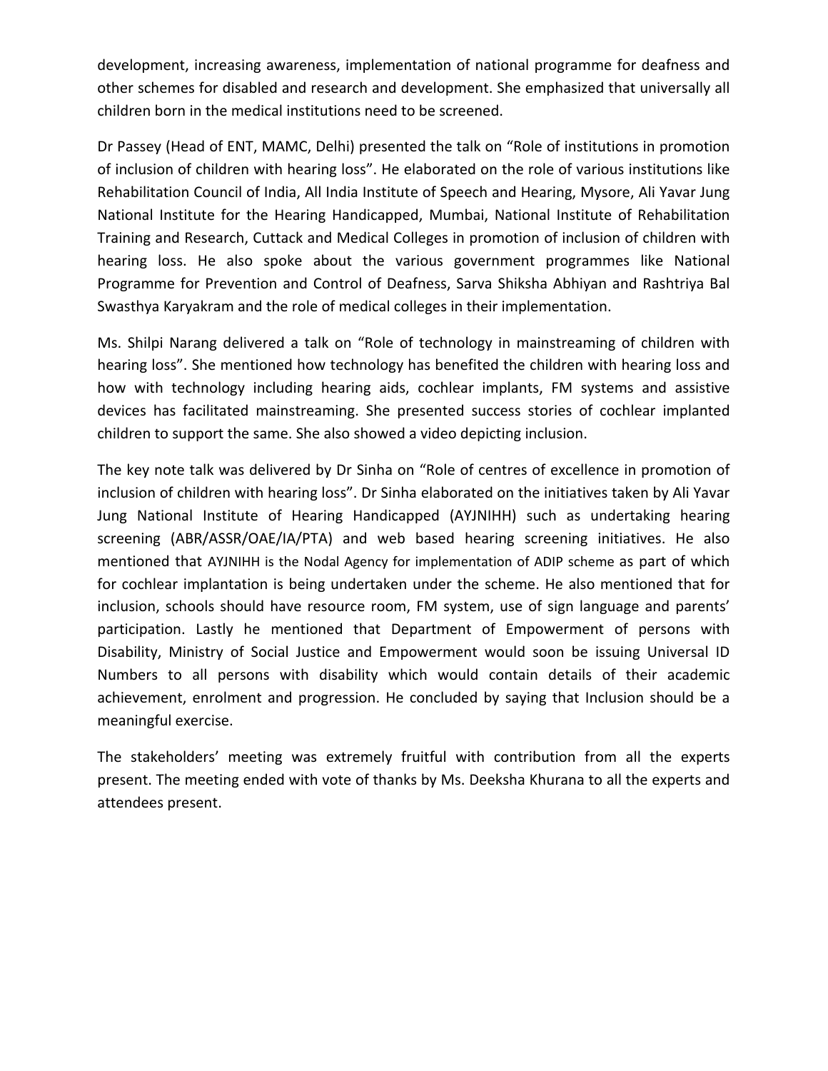development, increasing awareness, implementation of national programme for deafness and other schemes for disabled and research and development. She emphasized that universally all children born in the medical institutions need to be screened.

Dr Passey (Head of ENT, MAMC, Delhi) presented the talk on “Role of institutions in promotion of inclusion of children with hearing loss”. He elaborated on the role of various institutions like Rehabilitation Council of India, All India Institute of Speech and Hearing, Mysore, Ali Yavar Jung National Institute for the Hearing Handicapped, Mumbai, National Institute of Rehabilitation Training and Research, Cuttack and Medical Colleges in promotion of inclusion of children with hearing loss. He also spoke about the various government programmes like National Programme for Prevention and Control of Deafness, Sarva Shiksha Abhiyan and Rashtriya Bal Swasthya Karyakram and the role of medical colleges in their implementation.

Ms. Shilpi Narang delivered a talk on “Role of technology in mainstreaming of children with hearing loss”. She mentioned how technology has benefited the children with hearing loss and how with technology including hearing aids, cochlear implants, FM systems and assistive devices has facilitated mainstreaming. She presented success stories of cochlear implanted children to support the same. She also showed a video depicting inclusion.

The key note talk was delivered by Dr Sinha on “Role of centres of excellence in promotion of inclusion of children with hearing loss”. Dr Sinha elaborated on the initiatives taken by Ali Yavar Jung National Institute of Hearing Handicapped (AYJNIHH) such as undertaking hearing screening (ABR/ASSR/OAE/IA/PTA) and web based hearing screening initiatives. He also mentioned that AYJNIHH is the Nodal Agency for implementation of ADIP scheme as part of which for cochlear implantation is being undertaken under the scheme. He also mentioned that for inclusion, schools should have resource room, FM system, use of sign language and parents' participation. Lastly he mentioned that Department of Empowerment of persons with Disability, Ministry of Social Justice and Empowerment would soon be issuing Universal ID Numbers to all persons with disability which would contain details of their academic achievement, enrolment and progression. He concluded by saying that Inclusion should be a meaningful exercise.

The stakeholders' meeting was extremely fruitful with contribution from all the experts present. The meeting ended with vote of thanks by Ms. Deeksha Khurana to all the experts and attendees present.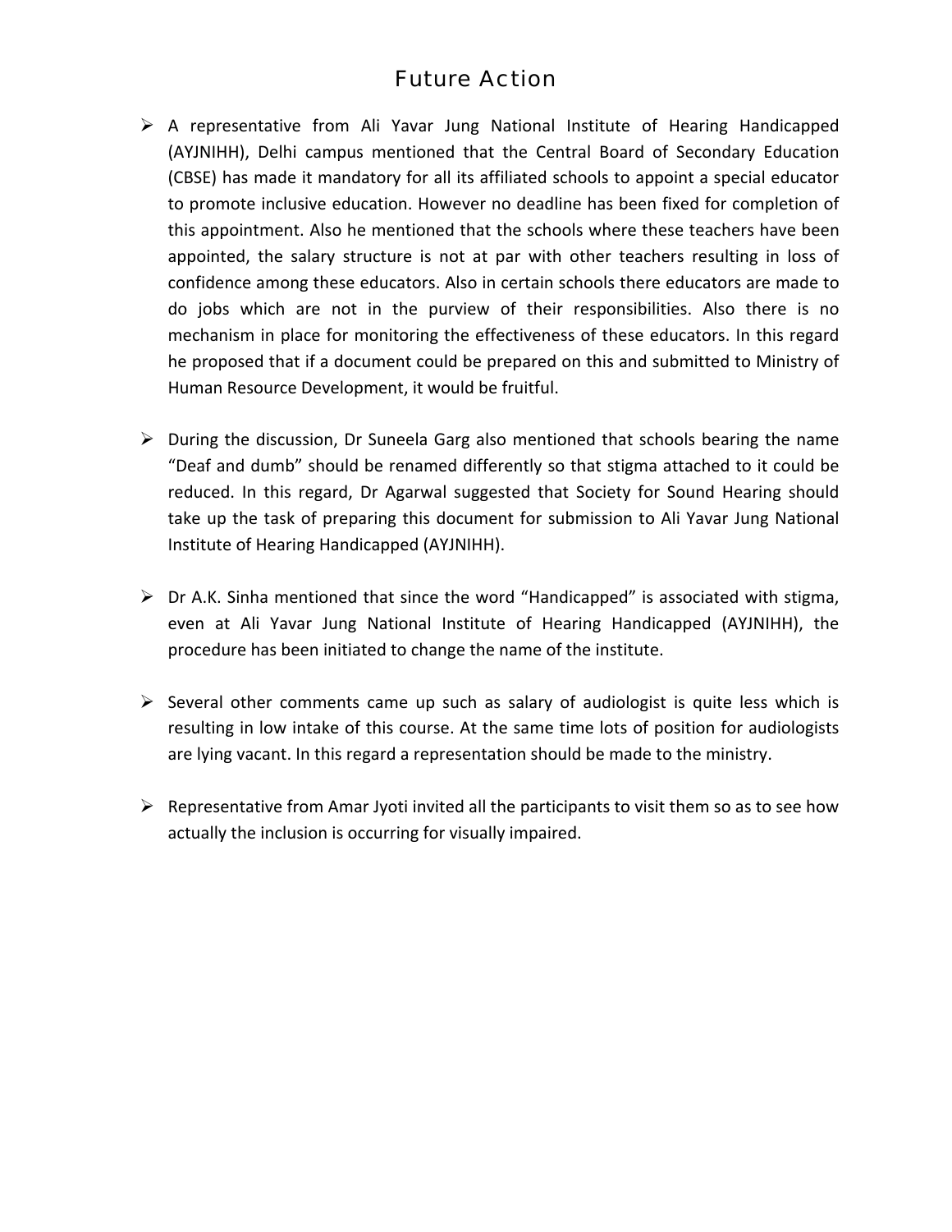# Future Action

- A representative from Ali Yavar Jung National Institute of Hearing Handicapped (AYJNIHH), Delhi campus mentioned that the Central Board of Secondary Education (CBSE) has made it mandatory for all its affiliated schools to appoint a special educator to promote inclusive education. However no deadline has been fixed for completion of this appointment. Also he mentioned that the schools where these teachers have been appointed, the salary structure is not at par with other teachers resulting in loss of confidence among these educators. Also in certain schools there educators are made to do jobs which are not in the purview of their responsibilities. Also there is no mechanism in place for monitoring the effectiveness of these educators. In this regard he proposed that if a document could be prepared on this and submitted to Ministry of Human Resource Development, it would be fruitful.

- During the discussion, Dr Suneela Garg also mentioned that schools bearing the name "Deaf and dumb" should be renamed differently so that stigma attached to it could be reduced. In this regard, Dr Agarwal suggested that Society for Sound Hearing should take up the task of preparing this document for submission to Ali Yavar Jung National Institute of Hearing Handicapped (AYJNIHH).

- Dr A.K. Sinha mentioned that since the word "Handicapped" is associated with stigma, even at Ali Yavar Jung National Institute of Hearing Handicapped (AYJNIHH), the procedure has been initiated to change the name of the institute.

- Several other comments came up such as salary of audiologist is quite less which is resulting in low intake of this course. At the same time lots of position for audiologists are lying vacant. In this regard a representation should be made to the ministry.

- Representative from Amar Jyoti invited all the participants to visit them so as to see how actually the inclusion is occurring for visually impaired.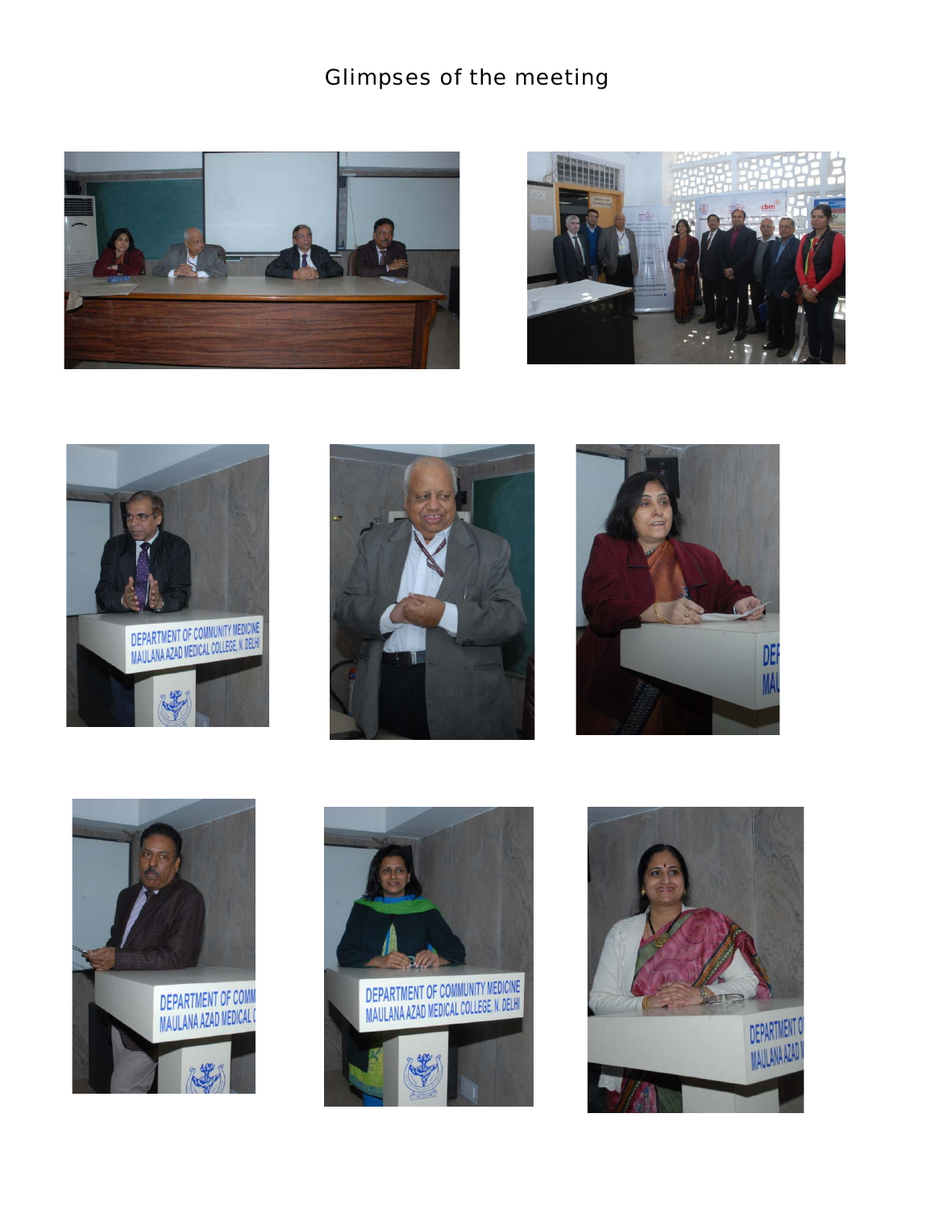# Glimpses of the meeting